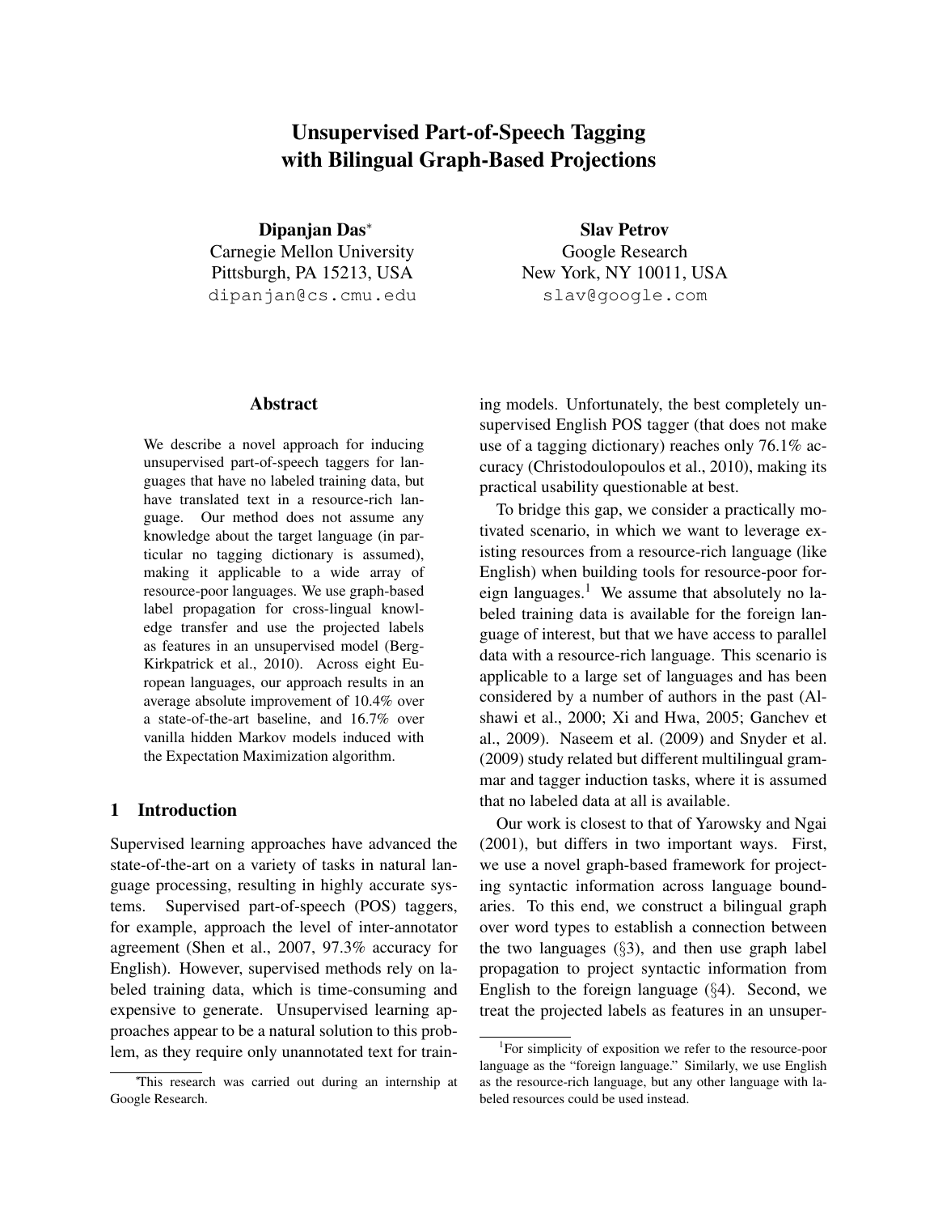# Unsupervised Part-of-Speech Tagging with Bilingual Graph-Based Projections

**Dipanjan Das**[*]
Carnegie Mellon University
Pittsburgh, PA 15213, USA
dipanjan@cs.cmu.edu

**Slav Petrov**
Google Research
New York, NY 10011, USA
slav@google.com

## Abstract

We describe a novel approach for inducing unsupervised part-of-speech taggers for languages that have no labeled training data, but have translated text in a resource-rich language. Our method does not assume any knowledge about the target language (in particular no tagging dictionary is assumed), making it applicable to a wide array of resource-poor languages. We use graph-based label propagation for cross-lingual knowledge transfer and use the projected labels as features in an unsupervised model (Berg-Kirkpatrick et al., 2010). Across eight European languages, our approach results in an average absolute improvement of 10.4% over a state-of-the-art baseline, and 16.7% over vanilla hidden Markov models induced with the Expectation Maximization algorithm.

## 1 Introduction

Supervised learning approaches have advanced the state-of-the-art on a variety of tasks in natural language processing, resulting in highly accurate systems. Supervised part-of-speech (POS) taggers, for example, approach the level of inter-annotator agreement (Shen et al., 2007, 97.3% accuracy for English). However, supervised methods rely on labeled training data, which is time-consuming and expensive to generate. Unsupervised learning approaches appear to be a natural solution to this problem, as they require only unannotated text for training models. Unfortunately, the best completely unsupervised English POS tagger (that does not make use of a tagging dictionary) reaches only 76.1% accuracy (Christodoulopoulos et al., 2010), making its practical usability questionable at best.

To bridge this gap, we consider a practically motivated scenario, in which we want to leverage existing resources from a resource-rich language (like English) when building tools for resource-poor foreign languages.[1] We assume that absolutely no labeled training data is available for the foreign language of interest, but that we have access to parallel data with a resource-rich language. This scenario is applicable to a large set of languages and has been considered by a number of authors in the past (Alshawi et al., 2000; Xi and Hwa, 2005; Ganchev et al., 2009). Naseem et al. (2009) and Snyder et al. (2009) study related but different multilingual grammar and tagger induction tasks, where it is assumed that no labeled data at all is available.

Our work is closest to that of Yarowsky and Ngai (2001), but differs in two important ways. First, we use a novel graph-based framework for projecting syntactic information across language boundaries. To this end, we construct a bilingual graph over word types to establish a connection between the two languages (§3), and then use graph label propagation to project syntactic information from English to the foreign language (§4). Second, we treat the projected labels as features in an unsuper-

---

[*]This research was carried out during an internship at Google Research.

[1]For simplicity of exposition we refer to the resource-poor language as the "foreign language." Similarly, we use English as the resource-rich language, but any other language with labeled resources could be used instead.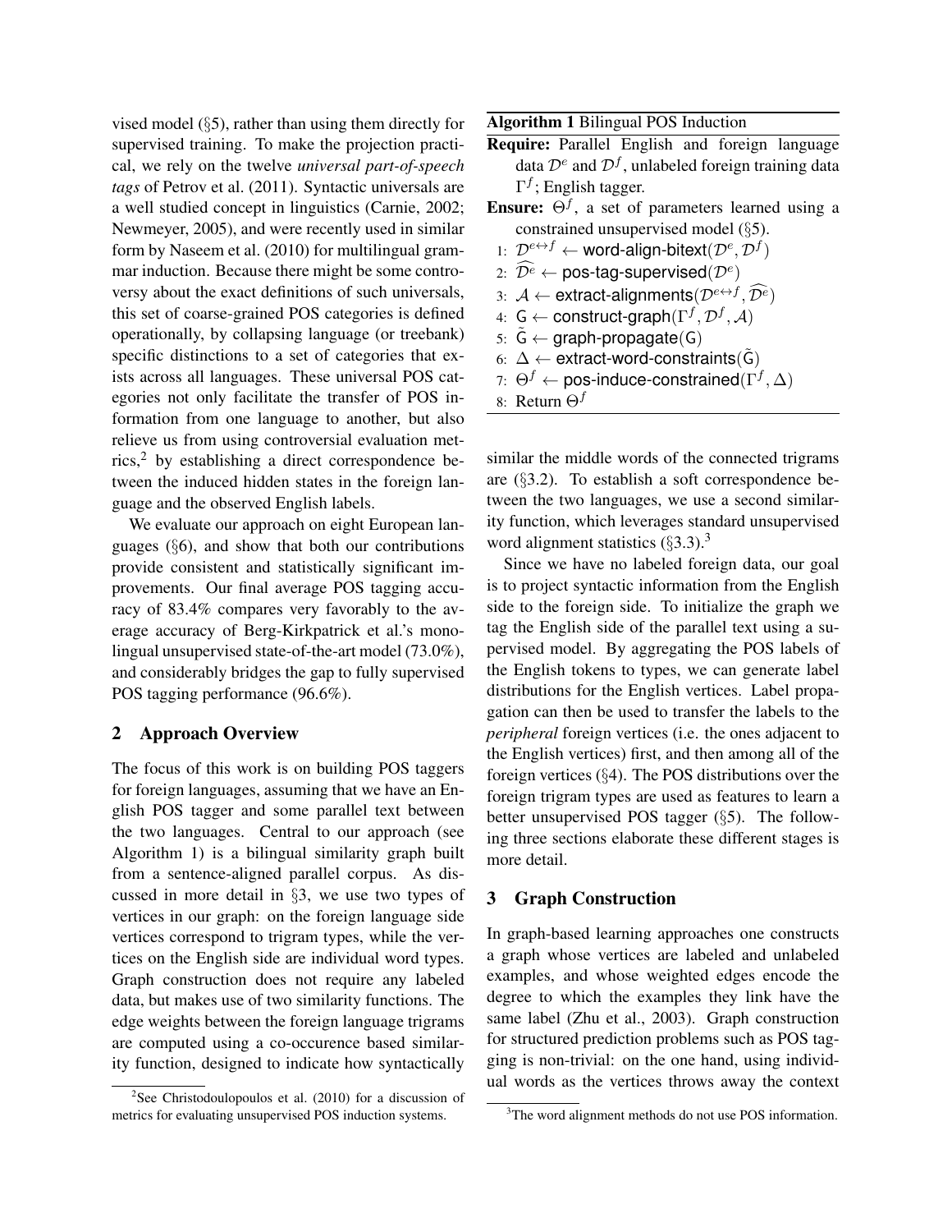vised model (§5), rather than using them directly for supervised training. To make the projection practical, we rely on the twelve *universal part-of-speech tags* of Petrov et al. (2011). Syntactic universals are a well studied concept in linguistics (Carnie, 2002; Newmeyer, 2005), and were recently used in similar form by Naseem et al. (2010) for multilingual grammar induction. Because there might be some controversy about the exact definitions of such universals, this set of coarse-grained POS categories is defined operationally, by collapsing language (or treebank) specific distinctions to a set of categories that exists across all languages. These universal POS categories not only facilitate the transfer of POS information from one language to another, but also relieve us from using controversial evaluation metrics,[2] by establishing a direct correspondence between the induced hidden states in the foreign language and the observed English labels.

We evaluate our approach on eight European languages (§6), and show that both our contributions provide consistent and statistically significant improvements. Our final average POS tagging accuracy of 83.4% compares very favorably to the average accuracy of Berg-Kirkpatrick et al.'s monolingual unsupervised state-of-the-art model (73.0%), and considerably bridges the gap to fully supervised POS tagging performance (96.6%).

## 2 Approach Overview

The focus of this work is on building POS taggers for foreign languages, assuming that we have an English POS tagger and some parallel text between the two languages. Central to our approach (see Algorithm 1) is a bilingual similarity graph built from a sentence-aligned parallel corpus. As discussed in more detail in §3, we use two types of vertices in our graph: on the foreign language side vertices correspond to trigram types, while the vertices on the English side are individual word types. Graph construction does not require any labeled data, but makes use of two similarity functions. The edge weights between the foreign language trigrams are computed using a co-occurence based similarity function, designed to indicate how syntactically similar the middle words of the connected trigrams are (§3.2). To establish a soft correspondence between the two languages, we use a second similarity function, which leverages standard unsupervised word alignment statistics (§3.3).[3]

**Algorithm 1** Bilingual POS Induction

**Require:** Parallel English and foreign language data $\mathcal{D}^e$ and $\mathcal{D}^f$, unlabeled foreign training data $\Gamma^f$; English tagger.

**Ensure:** $\Theta^f$, a set of parameters learned using a constrained unsupervised model (§5).

1: $\mathcal{D}^{e\leftrightarrow f} \leftarrow$ word-align-bitext$(\mathcal{D}^e, \mathcal{D}^f)$
2: $\widehat{\mathcal{D}^e} \leftarrow$ pos-tag-supervised$(\mathcal{D}^e)$
3: $\mathcal{A} \leftarrow$ extract-alignments$(\mathcal{D}^{e\leftrightarrow f}, \widehat{\mathcal{D}^e})$
4: $\mathsf{G} \leftarrow$ construct-graph$(\Gamma^f, \mathcal{D}^f, \mathcal{A})$
5: $\tilde{\mathsf{G}} \leftarrow$ graph-propagate$(\mathsf{G})$
6: $\Delta \leftarrow$ extract-word-constraints$(\tilde{\mathsf{G}})$
7: $\Theta^f \leftarrow$ pos-induce-constrained$(\Gamma^f, \Delta)$
8: Return $\Theta^f$

Since we have no labeled foreign data, our goal is to project syntactic information from the English side to the foreign side. To initialize the graph we tag the English side of the parallel text using a supervised model. By aggregating the POS labels of the English tokens to types, we can generate label distributions for the English vertices. Label propagation can then be used to transfer the labels to the *peripheral* foreign vertices (i.e. the ones adjacent to the English vertices) first, and then among all of the foreign vertices (§4). The POS distributions over the foreign trigram types are used as features to learn a better unsupervised POS tagger (§5). The following three sections elaborate these different stages is more detail.

## 3 Graph Construction

In graph-based learning approaches one constructs a graph whose vertices are labeled and unlabeled examples, and whose weighted edges encode the degree to which the examples they link have the same label (Zhu et al., 2003). Graph construction for structured prediction problems such as POS tagging is non-trivial: on the one hand, using individual words as the vertices throws away the context

[2] See Christodoulopoulos et al. (2010) for a discussion of metrics for evaluating unsupervised POS induction systems.

[3] The word alignment methods do not use POS information.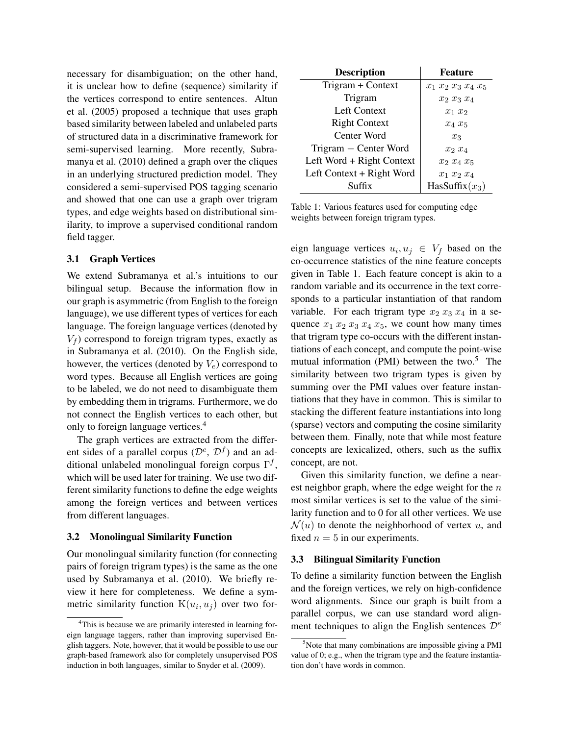necessary for disambiguation; on the other hand, it is unclear how to define (sequence) similarity if the vertices correspond to entire sentences. Altun et al. (2005) proposed a technique that uses graph based similarity between labeled and unlabeled parts of structured data in a discriminative framework for semi-supervised learning. More recently, Subramanya et al. (2010) defined a graph over the cliques in an underlying structured prediction model. They considered a semi-supervised POS tagging scenario and showed that one can use a graph over trigram types, and edge weights based on distributional similarity, to improve a supervised conditional random field tagger.

### 3.1 Graph Vertices

We extend Subramanya et al.'s intuitions to our bilingual setup. Because the information flow in our graph is asymmetric (from English to the foreign language), we use different types of vertices for each language. The foreign language vertices (denoted by $V_f$) correspond to foreign trigram types, exactly as in Subramanya et al. (2010). On the English side, however, the vertices (denoted by $V_e$) correspond to word types. Because all English vertices are going to be labeled, we do not need to disambiguate them by embedding them in trigrams. Furthermore, we do not connect the English vertices to each other, but only to foreign language vertices.[4]

The graph vertices are extracted from the different sides of a parallel corpus ($\mathcal{D}^e$, $\mathcal{D}^f$) and an additional unlabeled monolingual foreign corpus $\Gamma^f$, which will be used later for training. We use two different similarity functions to define the edge weights among the foreign vertices and between vertices from different languages.

### 3.2 Monolingual Similarity Function

Our monolingual similarity function (for connecting pairs of foreign trigram types) is the same as the one used by Subramanya et al. (2010). We briefly review it here for completeness. We define a symmetric similarity function $\mathrm{K}(u_i, u_j)$ over two foreign language vertices $u_i, u_j \in V_f$ based on the co-occurrence statistics of the nine feature concepts given in Table 1. Each feature concept is akin to a random variable and its occurrence in the text corresponds to a particular instantiation of that random variable. For each trigram type $x_2\ x_3\ x_4$ in a sequence $x_1\ x_2\ x_3\ x_4\ x_5$, we count how many times that trigram type co-occurs with the different instantiations of each concept, and compute the point-wise mutual information (PMI) between the two.[5] The similarity between two trigram types is given by summing over the PMI values over feature instantiations that they have in common. This is similar to stacking the different feature instantiations into long (sparse) vectors and computing the cosine similarity between them. Finally, note that while most feature concepts are lexicalized, others, such as the suffix concept, are not.

| Description | Feature |
|---|---|
| Trigram + Context | $x_1\ x_2\ x_3\ x_4\ x_5$ |
| Trigram | $x_2\ x_3\ x_4$ |
| Left Context | $x_1\ x_2$ |
| Right Context | $x_4\ x_5$ |
| Center Word | $x_3$ |
| Trigram − Center Word | $x_2\ x_4$ |
| Left Word + Right Context | $x_2\ x_4\ x_5$ |
| Left Context + Right Word | $x_1\ x_2\ x_4$ |
| Suffix | HasSuffix($x_3$) |

Table 1: Various features used for computing edge weights between foreign trigram types.

Given this similarity function, we define a nearest neighbor graph, where the edge weight for the $n$ most similar vertices is set to the value of the similarity function and to 0 for all other vertices. We use $\mathcal{N}(u)$ to denote the neighborhood of vertex $u$, and fixed $n = 5$ in our experiments.

### 3.3 Bilingual Similarity Function

To define a similarity function between the English and the foreign vertices, we rely on high-confidence word alignments. Since our graph is built from a parallel corpus, we can use standard word alignment techniques to align the English sentences $\mathcal{D}^e$

[4] This is because we are primarily interested in learning foreign language taggers, rather than improving supervised English taggers. Note, however, that it would be possible to use our graph-based framework also for completely unsupervised POS induction in both languages, similar to Snyder et al. (2009).

[5] Note that many combinations are impossible giving a PMI value of 0; e.g., when the trigram type and the feature instantiation don't have words in common.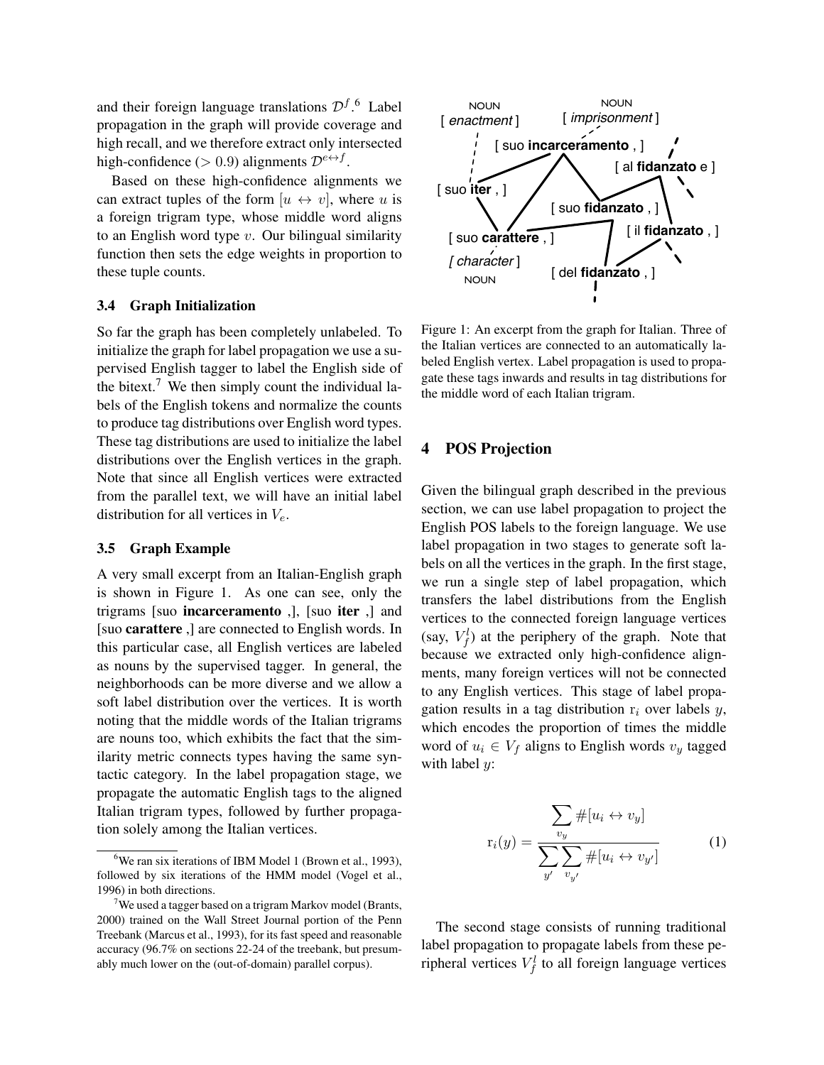and their foreign language translations $\mathcal{D}^f$.[6] Label propagation in the graph will provide coverage and high recall, and we therefore extract only intersected high-confidence ($> 0.9$) alignments $\mathcal{D}^{e\leftrightarrow f}$.

Based on these high-confidence alignments we can extract tuples of the form $[u \leftrightarrow v]$, where $u$ is a foreign trigram type, whose middle word aligns to an English word type $v$. Our bilingual similarity function then sets the edge weights in proportion to these tuple counts.

### 3.4 Graph Initialization

So far the graph has been completely unlabeled. To initialize the graph for label propagation we use a supervised English tagger to label the English side of the bitext.[7] We then simply count the individual labels of the English tokens and normalize the counts to produce tag distributions over English word types. These tag distributions are used to initialize the label distributions over the English vertices in the graph. Note that since all English vertices were extracted from the parallel text, we will have an initial label distribution for all vertices in $V_e$.

### 3.5 Graph Example

A very small excerpt from an Italian-English graph is shown in Figure 1. As one can see, only the trigrams [suo **incarceramento** ,], [suo **iter** ,] and [suo **carattere** ,] are connected to English words. In this particular case, all English vertices are labeled as nouns by the supervised tagger. In general, the neighborhoods can be more diverse and we allow a soft label distribution over the vertices. It is worth noting that the middle words of the Italian trigrams are nouns too, which exhibits the fact that the similarity metric connects types having the same syntactic category. In the label propagation stage, we propagate the automatic English tags to the aligned Italian trigram types, followed by further propagation solely among the Italian vertices.

Figure 1: An excerpt from the graph for Italian. Three of the Italian vertices are connected to an automatically labeled English vertex. Label propagation is used to propagate these tags inwards and results in tag distributions for the middle word of each Italian trigram.

## 4 POS Projection

Given the bilingual graph described in the previous section, we can use label propagation to project the English POS labels to the foreign language. We use label propagation in two stages to generate soft labels on all the vertices in the graph. In the first stage, we run a single step of label propagation, which transfers the label distributions from the English vertices to the connected foreign language vertices (say, $V_f^l$) at the periphery of the graph. Note that because we extracted only high-confidence alignments, many foreign vertices will not be connected to any English vertices. This stage of label propagation results in a tag distribution $\mathrm{r}_i$ over labels $y$, which encodes the proportion of times the middle word of $u_i \in V_f$ aligns to English words $v_y$ tagged with label $y$:

$$\mathrm{r}_i(y) = \frac{\sum_{v_y} \#[u_i \leftrightarrow v_y]}{\sum_{y'} \sum_{v_{y'}} \#[u_i \leftrightarrow v_{y'}]} \tag{1}$$

The second stage consists of running traditional label propagation to propagate labels from these peripheral vertices $V_f^l$ to all foreign language vertices

[6] We ran six iterations of IBM Model 1 (Brown et al., 1993), followed by six iterations of the HMM model (Vogel et al., 1996) in both directions.

[7] We used a tagger based on a trigram Markov model (Brants, 2000) trained on the Wall Street Journal portion of the Penn Treebank (Marcus et al., 1993), for its fast speed and reasonable accuracy (96.7% on sections 22-24 of the treebank, but presumably much lower on the (out-of-domain) parallel corpus).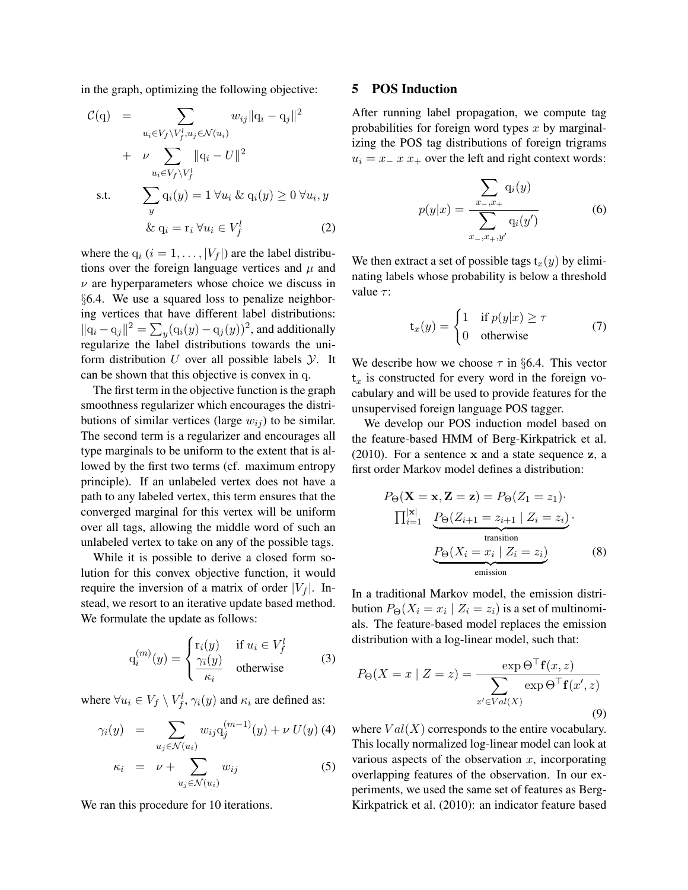in the graph, optimizing the following objective:

$$
\begin{aligned}
\mathcal{C}(\mathrm{q}) &= \sum_{u_i \in V_f \setminus V_f^l, u_j \in \mathcal{N}(u_i)} w_{ij} \|\mathrm{q}_i - \mathrm{q}_j\|^2 \\
&\quad + \nu \sum_{u_i \in V_f \setminus V_f^l} \|\mathrm{q}_i - U\|^2 \\
\text{s.t.} &\quad \sum_y \mathrm{q}_i(y) = 1 \;\forall u_i \;\&\; \mathrm{q}_i(y) \geq 0 \;\forall u_i, y \\
&\quad \& \; \mathrm{q}_i = \mathrm{r}_i \;\forall u_i \in V_f^l \qquad (2)
\end{aligned}
$$

where the $\mathrm{q}_i$ ($i = 1, \ldots, |V_f|$) are the label distributions over the foreign language vertices and $\mu$ and $\nu$ are hyperparameters whose choice we discuss in §6.4. We use a squared loss to penalize neighboring vertices that have different label distributions: $\|\mathrm{q}_i - \mathrm{q}_j\|^2 = \sum_y (\mathrm{q}_i(y) - \mathrm{q}_j(y))^2$, and additionally regularize the label distributions towards the uniform distribution $U$ over all possible labels $\mathcal{Y}$. It can be shown that this objective is convex in q.

The first term in the objective function is the graph smoothness regularizer which encourages the distributions of similar vertices (large $w_{ij}$) to be similar. The second term is a regularizer and encourages all type marginals to be uniform to the extent that is allowed by the first two terms (cf. maximum entropy principle). If an unlabeled vertex does not have a path to any labeled vertex, this term ensures that the converged marginal for this vertex will be uniform over all tags, allowing the middle word of such an unlabeled vertex to take on any of the possible tags.

While it is possible to derive a closed form solution for this convex objective function, it would require the inversion of a matrix of order $|V_f|$. Instead, we resort to an iterative update based method. We formulate the update as follows:

$$
\mathrm{q}_i^{(m)}(y) = \begin{cases} \mathrm{r}_i(y) & \text{if } u_i \in V_f^l \\ \dfrac{\gamma_i(y)}{\kappa_i} & \text{otherwise} \end{cases} \qquad (3)
$$

where $\forall u_i \in V_f \setminus V_f^l$, $\gamma_i(y)$ and $\kappa_i$ are defined as:

$$
\gamma_i(y) = \sum_{u_j \in \mathcal{N}(u_i)} w_{ij} \mathrm{q}_j^{(m-1)}(y) + \nu \, U(y) \qquad (4)
$$

$$
\kappa_i = \nu + \sum_{u_j \in \mathcal{N}(u_i)} w_{ij} \qquad (5)
$$

We ran this procedure for 10 iterations.

## 5 POS Induction

After running label propagation, we compute tag probabilities for foreign word types $x$ by marginalizing the POS tag distributions of foreign trigrams $u_i = x_- \; x \; x_+$ over the left and right context words:

$$
p(y|x) = \frac{\sum_{x_-, x_+} \mathrm{q}_i(y)}{\sum_{x_-, x_+, y'} \mathrm{q}_i(y')} \qquad (6)
$$

We then extract a set of possible tags $\mathsf{t}_x(y)$ by eliminating labels whose probability is below a threshold value $\tau$:

$$
\mathsf{t}_x(y) = \begin{cases} 1 & \text{if } p(y|x) \geq \tau \\ 0 & \text{otherwise} \end{cases} \qquad (7)
$$

We describe how we choose $\tau$ in §6.4. This vector $\mathsf{t}_x$ is constructed for every word in the foreign vocabulary and will be used to provide features for the unsupervised foreign language POS tagger.

We develop our POS induction model based on the feature-based HMM of Berg-Kirkpatrick et al. (2010). For a sentence $\mathbf{x}$ and a state sequence $\mathbf{z}$, a first order Markov model defines a distribution:

$$
\begin{aligned}
P_\Theta(\mathbf{X} = \mathbf{x}, \mathbf{Z} = \mathbf{z}) &= P_\Theta(Z_1 = z_1) \cdot \\
\textstyle\prod_{i=1}^{|\mathbf{x}|} \; &\underbrace{P_\Theta(Z_{i+1} = z_{i+1} \mid Z_i = z_i)}_{\text{transition}} \cdot \\
&\underbrace{P_\Theta(X_i = x_i \mid Z_i = z_i)}_{\text{emission}} \qquad (8)
\end{aligned}
$$

In a traditional Markov model, the emission distribution $P_\Theta(X_i = x_i \mid Z_i = z_i)$ is a set of multinomials. The feature-based model replaces the emission distribution with a log-linear model, such that:

$$
P_\Theta(X = x \mid Z = z) = \frac{\exp \Theta^\top \mathbf{f}(x, z)}{\sum_{x' \in Val(X)} \exp \Theta^\top \mathbf{f}(x', z)} \qquad (9)
$$

where $Val(X)$ corresponds to the entire vocabulary. This locally normalized log-linear model can look at various aspects of the observation $x$, incorporating overlapping features of the observation. In our experiments, we used the same set of features as Berg-Kirkpatrick et al. (2010): an indicator feature based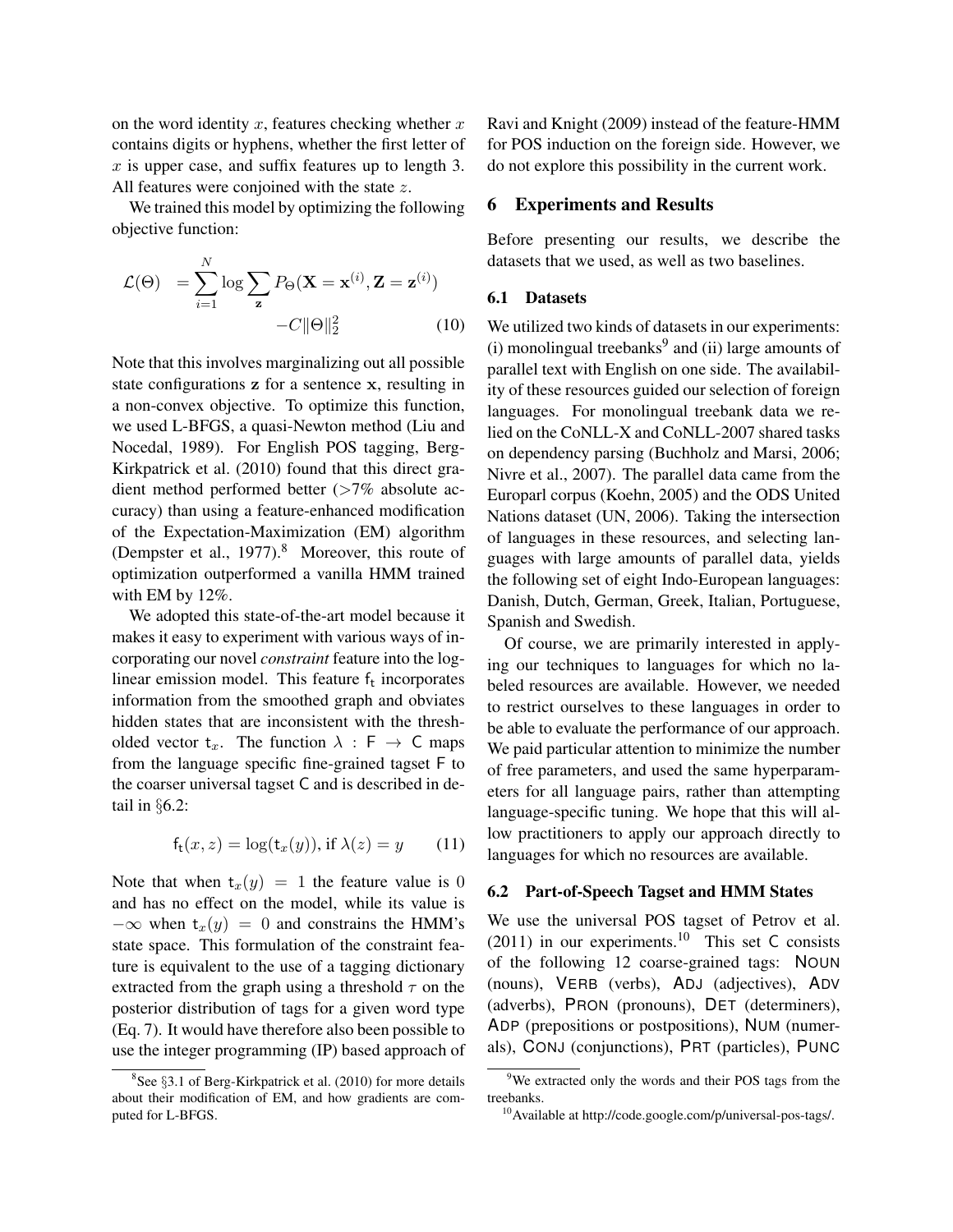on the word identity $x$, features checking whether $x$ contains digits or hyphens, whether the first letter of $x$ is upper case, and suffix features up to length 3. All features were conjoined with the state $z$.

We trained this model by optimizing the following objective function:

$$\mathcal{L}(\Theta) = \sum_{i=1}^{N} \log \sum_{\mathbf{z}} P_\Theta(\mathbf{X} = \mathbf{x}^{(i)}, \mathbf{Z} = \mathbf{z}^{(i)}) - C\|\Theta\|_2^2 \tag{10}$$

Note that this involves marginalizing out all possible state configurations $\mathbf{z}$ for a sentence $\mathbf{x}$, resulting in a non-convex objective. To optimize this function, we used L-BFGS, a quasi-Newton method (Liu and Nocedal, 1989). For English POS tagging, Berg-Kirkpatrick et al. (2010) found that this direct gradient method performed better (>7% absolute accuracy) than using a feature-enhanced modification of the Expectation-Maximization (EM) algorithm (Dempster et al., 1977).[8] Moreover, this route of optimization outperformed a vanilla HMM trained with EM by 12%.

We adopted this state-of-the-art model because it makes it easy to experiment with various ways of incorporating our novel *constraint* feature into the log-linear emission model. This feature $\mathsf{f}_\mathsf{t}$ incorporates information from the smoothed graph and obviates hidden states that are inconsistent with the thresholded vector $\mathsf{t}_x$. The function $\lambda : \mathsf{F} \rightarrow \mathsf{C}$ maps from the language specific fine-grained tagset $\mathsf{F}$ to the coarser universal tagset $\mathsf{C}$ and is described in detail in §6.2:

$$\mathsf{f}_\mathsf{t}(x, z) = \log(\mathsf{t}_x(y)), \text{ if } \lambda(z) = y \tag{11}$$

Note that when $\mathsf{t}_x(y) = 1$ the feature value is 0 and has no effect on the model, while its value is $-\infty$ when $\mathsf{t}_x(y) = 0$ and constrains the HMM's state space. This formulation of the constraint feature is equivalent to the use of a tagging dictionary extracted from the graph using a threshold $\tau$ on the posterior distribution of tags for a given word type (Eq. 7). It would have therefore also been possible to use the integer programming (IP) based approach of Ravi and Knight (2009) instead of the feature-HMM for POS induction on the foreign side. However, we do not explore this possibility in the current work.

[8] See §3.1 of Berg-Kirkpatrick et al. (2010) for more details about their modification of EM, and how gradients are computed for L-BFGS.

# 6 Experiments and Results

Before presenting our results, we describe the datasets that we used, as well as two baselines.

## 6.1 Datasets

We utilized two kinds of datasets in our experiments: (i) monolingual treebanks[9] and (ii) large amounts of parallel text with English on one side. The availability of these resources guided our selection of foreign languages. For monolingual treebank data we relied on the CoNLL-X and CoNLL-2007 shared tasks on dependency parsing (Buchholz and Marsi, 2006; Nivre et al., 2007). The parallel data came from the Europarl corpus (Koehn, 2005) and the ODS United Nations dataset (UN, 2006). Taking the intersection of languages in these resources, and selecting languages with large amounts of parallel data, yields the following set of eight Indo-European languages: Danish, Dutch, German, Greek, Italian, Portuguese, Spanish and Swedish.

Of course, we are primarily interested in applying our techniques to languages for which no labeled resources are available. However, we needed to restrict ourselves to these languages in order to be able to evaluate the performance of our approach. We paid particular attention to minimize the number of free parameters, and used the same hyperparameters for all language pairs, rather than attempting language-specific tuning. We hope that this will allow practitioners to apply our approach directly to languages for which no resources are available.

## 6.2 Part-of-Speech Tagset and HMM States

We use the universal POS tagset of Petrov et al. (2011) in our experiments.[10] This set C consists of the following 12 coarse-grained tags: NOUN (nouns), VERB (verbs), ADJ (adjectives), ADV (adverbs), PRON (pronouns), DET (determiners), ADP (prepositions or postpositions), NUM (numerals), CONJ (conjunctions), PRT (particles), PUNC

[9] We extracted only the words and their POS tags from the treebanks.

[10] Available at http://code.google.com/p/universal-pos-tags/.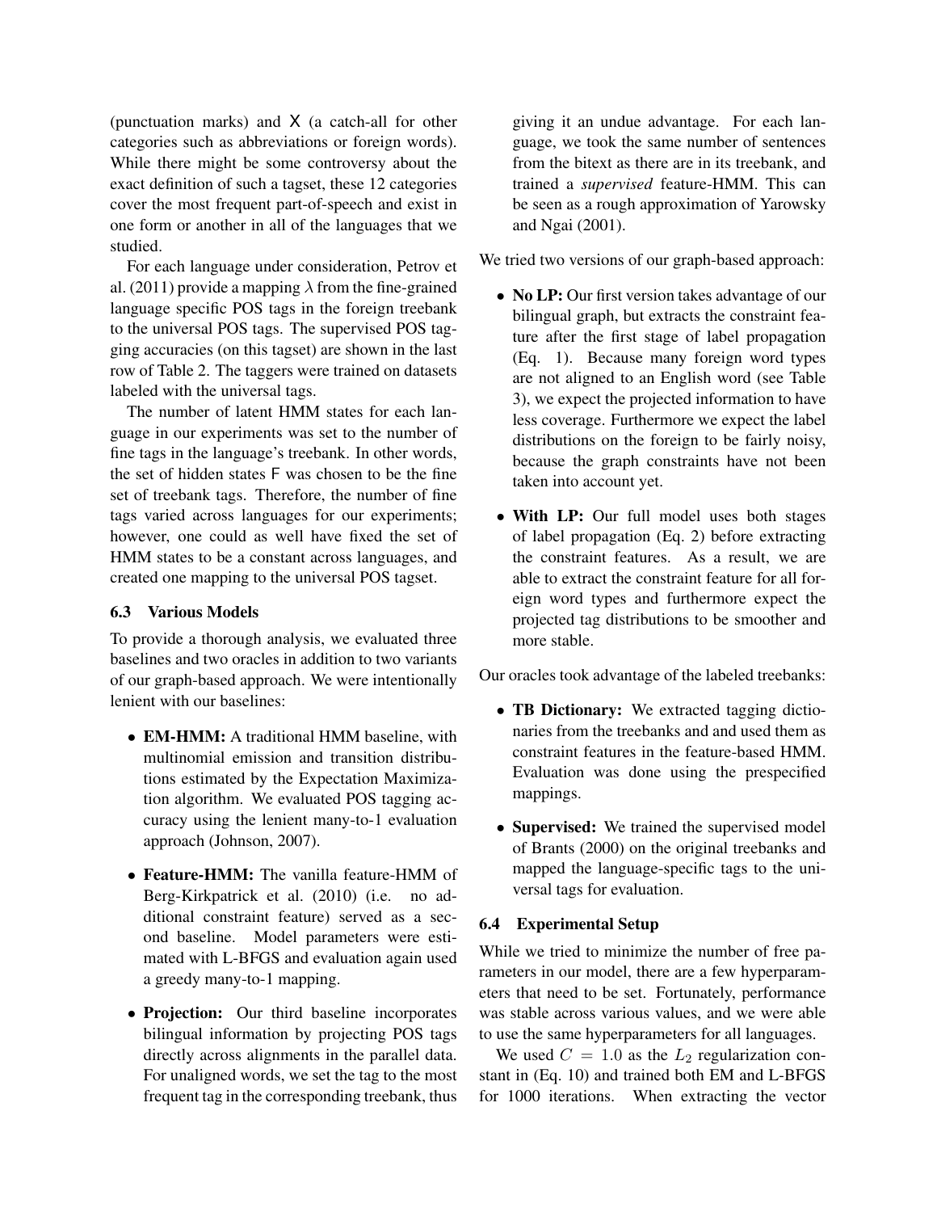(punctuation marks) and X (a catch-all for other categories such as abbreviations or foreign words). While there might be some controversy about the exact definition of such a tagset, these 12 categories cover the most frequent part-of-speech and exist in one form or another in all of the languages that we studied.

For each language under consideration, Petrov et al. (2011) provide a mapping $\lambda$ from the fine-grained language specific POS tags in the foreign treebank to the universal POS tags. The supervised POS tagging accuracies (on this tagset) are shown in the last row of Table 2. The taggers were trained on datasets labeled with the universal tags.

The number of latent HMM states for each language in our experiments was set to the number of fine tags in the language's treebank. In other words, the set of hidden states F was chosen to be the fine set of treebank tags. Therefore, the number of fine tags varied across languages for our experiments; however, one could as well have fixed the set of HMM states to be a constant across languages, and created one mapping to the universal POS tagset.

### 6.3 Various Models

To provide a thorough analysis, we evaluated three baselines and two oracles in addition to two variants of our graph-based approach. We were intentionally lenient with our baselines:

- **EM-HMM:** A traditional HMM baseline, with multinomial emission and transition distributions estimated by the Expectation Maximization algorithm. We evaluated POS tagging accuracy using the lenient many-to-1 evaluation approach (Johnson, 2007).
- **Feature-HMM:** The vanilla feature-HMM of Berg-Kirkpatrick et al. (2010) (i.e. no additional constraint feature) served as a second baseline. Model parameters were estimated with L-BFGS and evaluation again used a greedy many-to-1 mapping.
- **Projection:** Our third baseline incorporates bilingual information by projecting POS tags directly across alignments in the parallel data. For unaligned words, we set the tag to the most frequent tag in the corresponding treebank, thus giving it an undue advantage. For each language, we took the same number of sentences from the bitext as there are in its treebank, and trained a *supervised* feature-HMM. This can be seen as a rough approximation of Yarowsky and Ngai (2001).

We tried two versions of our graph-based approach:

- **No LP:** Our first version takes advantage of our bilingual graph, but extracts the constraint feature after the first stage of label propagation (Eq. 1). Because many foreign word types are not aligned to an English word (see Table 3), we expect the projected information to have less coverage. Furthermore we expect the label distributions on the foreign to be fairly noisy, because the graph constraints have not been taken into account yet.
- **With LP:** Our full model uses both stages of label propagation (Eq. 2) before extracting the constraint features. As a result, we are able to extract the constraint feature for all foreign word types and furthermore expect the projected tag distributions to be smoother and more stable.

Our oracles took advantage of the labeled treebanks:

- **TB Dictionary:** We extracted tagging dictionaries from the treebanks and and used them as constraint features in the feature-based HMM. Evaluation was done using the prespecified mappings.
- **Supervised:** We trained the supervised model of Brants (2000) on the original treebanks and mapped the language-specific tags to the universal tags for evaluation.

### 6.4 Experimental Setup

While we tried to minimize the number of free parameters in our model, there are a few hyperparameters that need to be set. Fortunately, performance was stable across various values, and we were able to use the same hyperparameters for all languages.

We used $C = 1.0$ as the $L_2$ regularization constant in (Eq. 10) and trained both EM and L-BFGS for 1000 iterations. When extracting the vector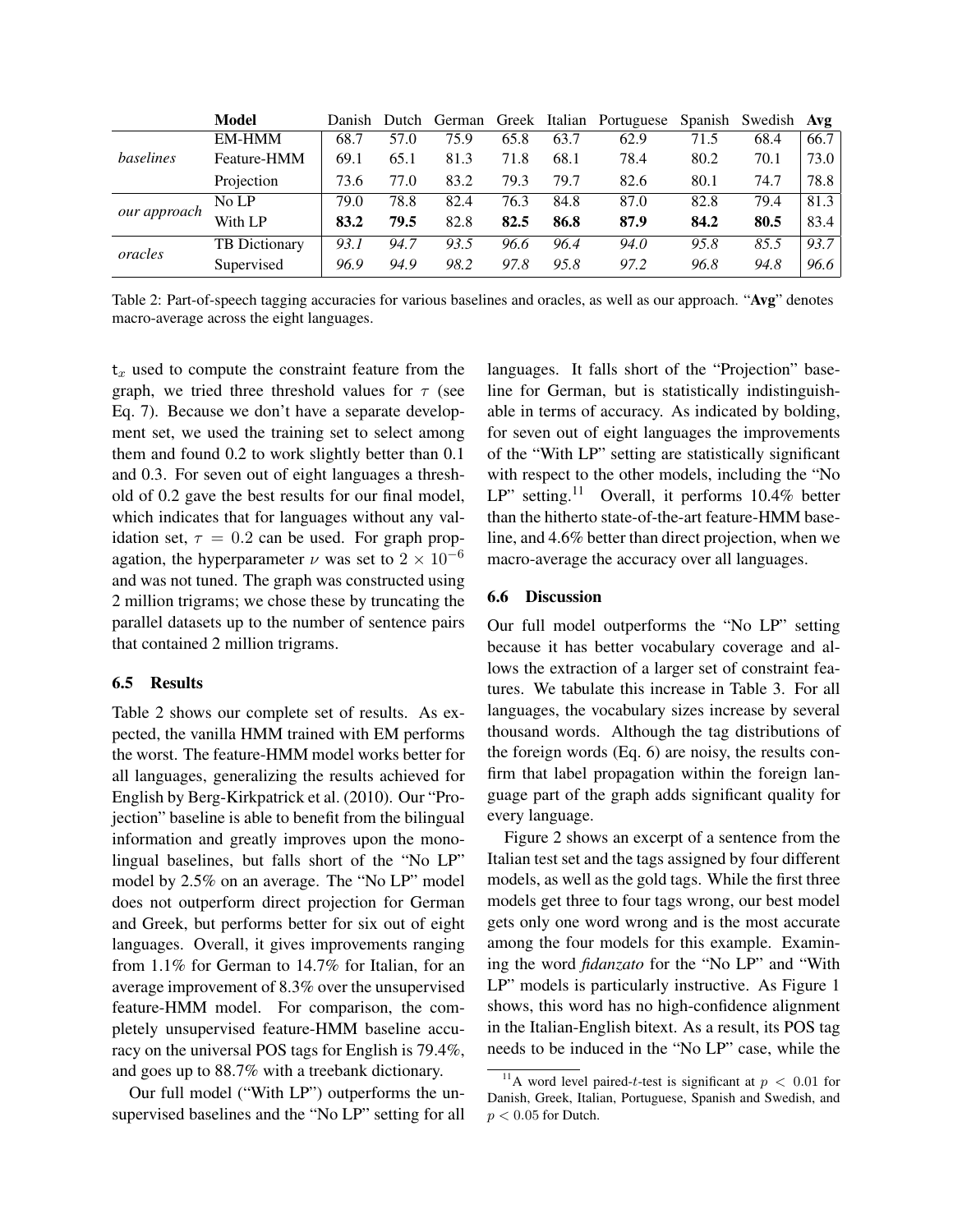| | Model | Danish | Dutch | German | Greek | Italian | Portuguese | Spanish | Swedish | **Avg** |
|---|---|---|---|---|---|---|---|---|---|---|
| *baselines* | EM-HMM | 68.7 | 57.0 | 75.9 | 65.8 | 63.7 | 62.9 | 71.5 | 68.4 | 66.7 |
| | Feature-HMM | 69.1 | 65.1 | 81.3 | 71.8 | 68.1 | 78.4 | 80.2 | 70.1 | 73.0 |
| | Projection | 73.6 | 77.0 | 83.2 | 79.3 | 79.7 | 82.6 | 80.1 | 74.7 | 78.8 |
| *our approach* | No LP | 79.0 | 78.8 | 82.4 | 76.3 | 84.8 | 87.0 | 82.8 | 79.4 | 81.3 |
| | With LP | **83.2** | **79.5** | 82.8 | **82.5** | **86.8** | **87.9** | **84.2** | **80.5** | 83.4 |
| *oracles* | TB Dictionary | *93.1* | *94.7* | *93.5* | *96.6* | *96.4* | *94.0* | *95.8* | *85.5* | *93.7* |
| | Supervised | *96.9* | *94.9* | *98.2* | *97.8* | *95.8* | *97.2* | *96.8* | *94.8* | *96.6* |

Table 2: Part-of-speech tagging accuracies for various baselines and oracles, as well as our approach. "**Avg**" denotes macro-average across the eight languages.

$\mathtt{t}_x$ used to compute the constraint feature from the graph, we tried three threshold values for $\tau$ (see Eq. 7). Because we don't have a separate development set, we used the training set to select among them and found 0.2 to work slightly better than 0.1 and 0.3. For seven out of eight languages a threshold of 0.2 gave the best results for our final model, which indicates that for languages without any validation set, $\tau = 0.2$ can be used. For graph propagation, the hyperparameter $\nu$ was set to $2 \times 10^{-6}$ and was not tuned. The graph was constructed using 2 million trigrams; we chose these by truncating the parallel datasets up to the number of sentence pairs that contained 2 million trigrams.

### 6.5 Results

Table 2 shows our complete set of results. As expected, the vanilla HMM trained with EM performs the worst. The feature-HMM model works better for all languages, generalizing the results achieved for English by Berg-Kirkpatrick et al. (2010). Our "Projection" baseline is able to benefit from the bilingual information and greatly improves upon the monolingual baselines, but falls short of the "No LP" model by 2.5% on an average. The "No LP" model does not outperform direct projection for German and Greek, but performs better for six out of eight languages. Overall, it gives improvements ranging from 1.1% for German to 14.7% for Italian, for an average improvement of 8.3% over the unsupervised feature-HMM model. For comparison, the completely unsupervised feature-HMM baseline accuracy on the universal POS tags for English is 79.4%, and goes up to 88.7% with a treebank dictionary.

Our full model ("With LP") outperforms the unsupervised baselines and the "No LP" setting for all languages. It falls short of the "Projection" baseline for German, but is statistically indistinguishable in terms of accuracy. As indicated by bolding, for seven out of eight languages the improvements of the "With LP" setting are statistically significant with respect to the other models, including the "No LP" setting.[11] Overall, it performs 10.4% better than the hitherto state-of-the-art feature-HMM baseline, and 4.6% better than direct projection, when we macro-average the accuracy over all languages.

### 6.6 Discussion

Our full model outperforms the "No LP" setting because it has better vocabulary coverage and allows the extraction of a larger set of constraint features. We tabulate this increase in Table 3. For all languages, the vocabulary sizes increase by several thousand words. Although the tag distributions of the foreign words (Eq. 6) are noisy, the results confirm that label propagation within the foreign language part of the graph adds significant quality for every language.

Figure 2 shows an excerpt of a sentence from the Italian test set and the tags assigned by four different models, as well as the gold tags. While the first three models get three to four tags wrong, our best model gets only one word wrong and is the most accurate among the four models for this example. Examining the word *fidanzato* for the "No LP" and "With LP" models is particularly instructive. As Figure 1 shows, this word has no high-confidence alignment in the Italian-English bitext. As a result, its POS tag needs to be induced in the "No LP" case, while the

[11] A word level paired-$t$-test is significant at $p < 0.01$ for Danish, Greek, Italian, Portuguese, Spanish and Swedish, and $p < 0.05$ for Dutch.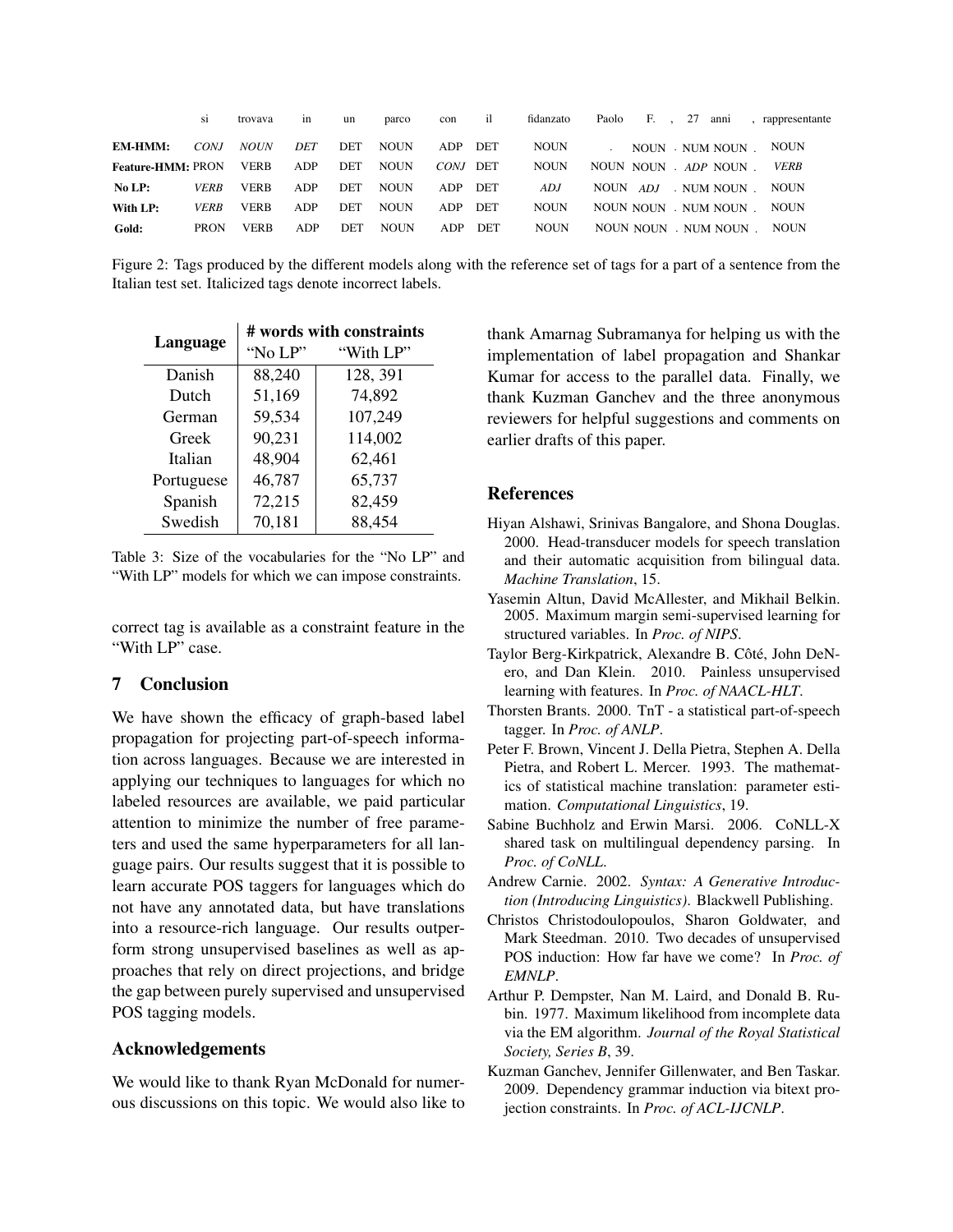|  | si | trovava | in | un | parco | con | il | fidanzato | Paolo | F. | , | 27 | anni | , | rappresentante |
|---|---|---|---|---|---|---|---|---|---|---|---|---|---|---|---|
| **EM-HMM:** | *CONJ* | *NOUN* | *DET* | DET | NOUN | ADP | DET | NOUN | *.* | NOUN | . | NUM | NOUN | . | NOUN |
| **Feature-HMM:** | PRON | VERB | ADP | DET | NOUN | *CONJ* | DET | NOUN | NOUN | NOUN | . | *ADP* | NOUN | . | *VERB* |
| **No LP:** | *VERB* | VERB | ADP | DET | NOUN | ADP | DET | *ADJ* | NOUN | *ADJ* | . | NUM | NOUN | . | NOUN |
| **With LP:** | *VERB* | VERB | ADP | DET | NOUN | ADP | DET | NOUN | NOUN | NOUN | . | NUM | NOUN | . | NOUN |
| **Gold:** | PRON | VERB | ADP | DET | NOUN | ADP | DET | NOUN | NOUN | NOUN | . | NUM | NOUN | . | NOUN |

Figure 2: Tags produced by the different models along with the reference set of tags for a part of a sentence from the Italian test set. Italicized tags denote incorrect labels.

| Language | # words with constraints | |
|---|---|---|
| | "No LP" | "With LP" |
| Danish | 88,240 | 128, 391 |
| Dutch | 51,169 | 74,892 |
| German | 59,534 | 107,249 |
| Greek | 90,231 | 114,002 |
| Italian | 48,904 | 62,461 |
| Portuguese | 46,787 | 65,737 |
| Spanish | 72,215 | 82,459 |
| Swedish | 70,181 | 88,454 |

Table 3: Size of the vocabularies for the "No LP" and "With LP" models for which we can impose constraints.

correct tag is available as a constraint feature in the "With LP" case.

## 7 Conclusion

We have shown the efficacy of graph-based label propagation for projecting part-of-speech information across languages. Because we are interested in applying our techniques to languages for which no labeled resources are available, we paid particular attention to minimize the number of free parameters and used the same hyperparameters for all language pairs. Our results suggest that it is possible to learn accurate POS taggers for languages which do not have any annotated data, but have translations into a resource-rich language. Our results outperform strong unsupervised baselines as well as approaches that rely on direct projections, and bridge the gap between purely supervised and unsupervised POS tagging models.

## Acknowledgements

We would like to thank Ryan McDonald for numerous discussions on this topic. We would also like to thank Amarnag Subramanya for helping us with the implementation of label propagation and Shankar Kumar for access to the parallel data. Finally, we thank Kuzman Ganchev and the three anonymous reviewers for helpful suggestions and comments on earlier drafts of this paper.

## References

Hiyan Alshawi, Srinivas Bangalore, and Shona Douglas. 2000. Head-transducer models for speech translation and their automatic acquisition from bilingual data. *Machine Translation*, 15.

Yasemin Altun, David McAllester, and Mikhail Belkin. 2005. Maximum margin semi-supervised learning for structured variables. In *Proc. of NIPS*.

Taylor Berg-Kirkpatrick, Alexandre B. Côté, John DeNero, and Dan Klein. 2010. Painless unsupervised learning with features. In *Proc. of NAACL-HLT*.

Thorsten Brants. 2000. TnT - a statistical part-of-speech tagger. In *Proc. of ANLP*.

Peter F. Brown, Vincent J. Della Pietra, Stephen A. Della Pietra, and Robert L. Mercer. 1993. The mathematics of statistical machine translation: parameter estimation. *Computational Linguistics*, 19.

Sabine Buchholz and Erwin Marsi. 2006. CoNLL-X shared task on multilingual dependency parsing. In *Proc. of CoNLL*.

Andrew Carnie. 2002. *Syntax: A Generative Introduction (Introducing Linguistics)*. Blackwell Publishing.

Christos Christodoulopoulos, Sharon Goldwater, and Mark Steedman. 2010. Two decades of unsupervised POS induction: How far have we come? In *Proc. of EMNLP*.

Arthur P. Dempster, Nan M. Laird, and Donald B. Rubin. 1977. Maximum likelihood from incomplete data via the EM algorithm. *Journal of the Royal Statistical Society, Series B*, 39.

Kuzman Ganchev, Jennifer Gillenwater, and Ben Taskar. 2009. Dependency grammar induction via bitext projection constraints. In *Proc. of ACL-IJCNLP*.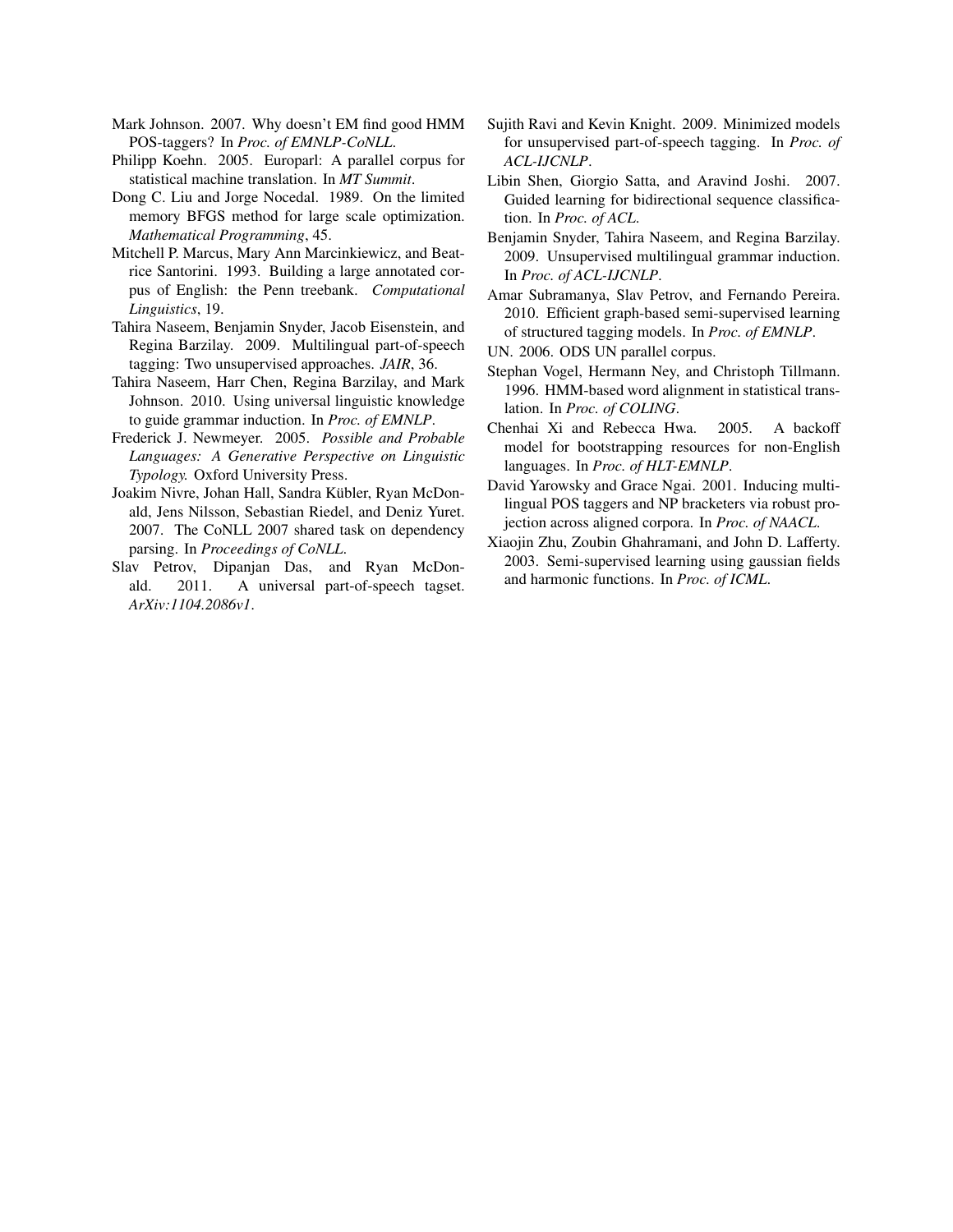Mark Johnson. 2007. Why doesn't EM find good HMM POS-taggers? In *Proc. of EMNLP-CoNLL*.

Philipp Koehn. 2005. Europarl: A parallel corpus for statistical machine translation. In *MT Summit*.

Dong C. Liu and Jorge Nocedal. 1989. On the limited memory BFGS method for large scale optimization. *Mathematical Programming*, 45.

Mitchell P. Marcus, Mary Ann Marcinkiewicz, and Beatrice Santorini. 1993. Building a large annotated corpus of English: the Penn treebank. *Computational Linguistics*, 19.

Tahira Naseem, Benjamin Snyder, Jacob Eisenstein, and Regina Barzilay. 2009. Multilingual part-of-speech tagging: Two unsupervised approaches. *JAIR*, 36.

Tahira Naseem, Harr Chen, Regina Barzilay, and Mark Johnson. 2010. Using universal linguistic knowledge to guide grammar induction. In *Proc. of EMNLP*.

Frederick J. Newmeyer. 2005. *Possible and Probable Languages: A Generative Perspective on Linguistic Typology.* Oxford University Press.

Joakim Nivre, Johan Hall, Sandra Kübler, Ryan McDonald, Jens Nilsson, Sebastian Riedel, and Deniz Yuret. 2007. The CoNLL 2007 shared task on dependency parsing. In *Proceedings of CoNLL*.

Slav Petrov, Dipanjan Das, and Ryan McDonald. 2011. A universal part-of-speech tagset. *ArXiv:1104.2086v1*.

Sujith Ravi and Kevin Knight. 2009. Minimized models for unsupervised part-of-speech tagging. In *Proc. of ACL-IJCNLP*.

Libin Shen, Giorgio Satta, and Aravind Joshi. 2007. Guided learning for bidirectional sequence classification. In *Proc. of ACL*.

Benjamin Snyder, Tahira Naseem, and Regina Barzilay. 2009. Unsupervised multilingual grammar induction. In *Proc. of ACL-IJCNLP*.

Amar Subramanya, Slav Petrov, and Fernando Pereira. 2010. Efficient graph-based semi-supervised learning of structured tagging models. In *Proc. of EMNLP*.

UN. 2006. ODS UN parallel corpus.

Stephan Vogel, Hermann Ney, and Christoph Tillmann. 1996. HMM-based word alignment in statistical translation. In *Proc. of COLING*.

Chenhai Xi and Rebecca Hwa. 2005. A backoff model for bootstrapping resources for non-English languages. In *Proc. of HLT-EMNLP*.

David Yarowsky and Grace Ngai. 2001. Inducing multilingual POS taggers and NP bracketers via robust projection across aligned corpora. In *Proc. of NAACL*.

Xiaojin Zhu, Zoubin Ghahramani, and John D. Lafferty. 2003. Semi-supervised learning using gaussian fields and harmonic functions. In *Proc. of ICML*.